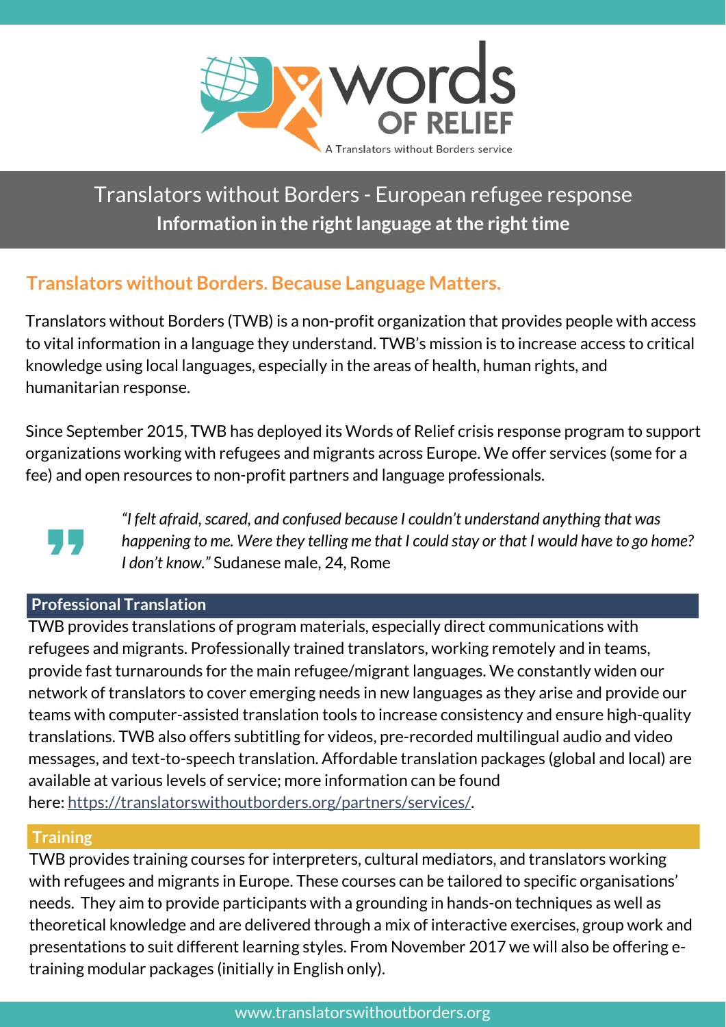words OF RELIEF

A Translators without Borders service

# Translators without Borders - European refugee response

**Information in the right language at the right time**

## Translators without Borders. Because Language Matters.

Translators without Borders (TWB) is a non-profit organization that provides people with access to vital information in a language they understand. TWB's mission is to increase access to critical knowledge using local languages, especially in the areas of health, human rights, and humanitarian response.

Since September 2015, TWB has deployed its Words of Relief crisis response program to support organizations working with refugees and migrants across Europe. We offer services (some for a fee) and open resources to non-profit partners and language professionals.

> *"I felt afraid, scared, and confused because I couldn't understand anything that was happening to me. Were they telling me that I could stay or that I would have to go home? I don't know."* Sudanese male, 24, Rome

### Professional Translation

TWB provides translations of program materials, especially direct communications with refugees and migrants. Professionally trained translators, working remotely and in teams, provide fast turnarounds for the main refugee/migrant languages. We constantly widen our network of translators to cover emerging needs in new languages as they arise and provide our teams with computer-assisted translation tools to increase consistency and ensure high-quality translations. TWB also offers subtitling for videos, pre-recorded multilingual audio and video messages, and text-to-speech translation. Affordable translation packages (global and local) are available at various levels of service; more information can be found here: [https://translatorswithoutborders.org/partners/services/](https://translatorswithoutborders.org/partners/services/).

### Training

TWB provides training courses for interpreters, cultural mediators, and translators working with refugees and migrants in Europe. These courses can be tailored to specific organisations' needs. They aim to provide participants with a grounding in hands-on techniques as well as theoretical knowledge and are delivered through a mix of interactive exercises, group work and presentations to suit different learning styles. From November 2017 we will also be offering e-training modular packages (initially in English only).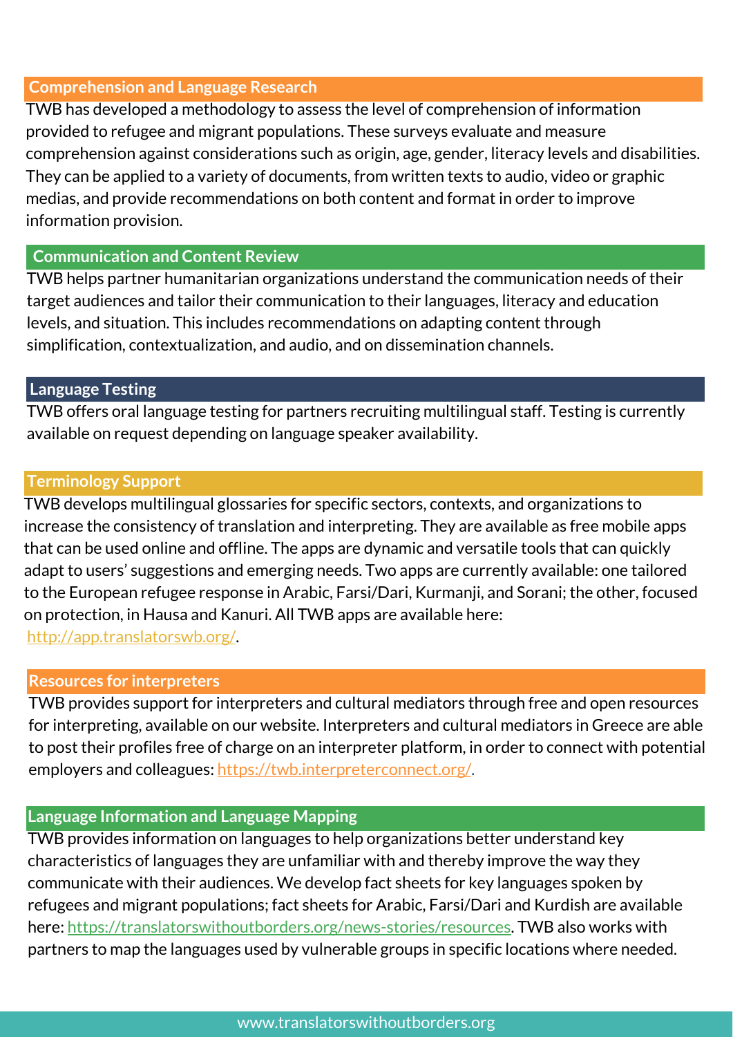## Comprehension and Language Research

TWB has developed a methodology to assess the level of comprehension of information provided to refugee and migrant populations. These surveys evaluate and measure comprehension against considerations such as origin, age, gender, literacy levels and disabilities. They can be applied to a variety of documents, from written texts to audio, video or graphic medias, and provide recommendations on both content and format in order to improve information provision.

## Communication and Content Review

TWB helps partner humanitarian organizations understand the communication needs of their target audiences and tailor their communication to their languages, literacy and education levels, and situation. This includes recommendations on adapting content through simplification, contextualization, and audio, and on dissemination channels.

## Language Testing

TWB offers oral language testing for partners recruiting multilingual staff. Testing is currently available on request depending on language speaker availability.

## Terminology Support

TWB develops multilingual glossaries for specific sectors, contexts, and organizations to increase the consistency of translation and interpreting. They are available as free mobile apps that can be used online and offline. The apps are dynamic and versatile tools that can quickly adapt to users' suggestions and emerging needs. Two apps are currently available: one tailored to the European refugee response in Arabic, Farsi/Dari, Kurmanji, and Sorani; the other, focused on protection, in Hausa and Kanuri. All TWB apps are available here: [http://app.translatorswb.org/](http://app.translatorswb.org/).

## Resources for interpreters

TWB provides support for interpreters and cultural mediators through free and open resources for interpreting, available on our website. Interpreters and cultural mediators in Greece are able to post their profiles free of charge on an interpreter platform, in order to connect with potential employers and colleagues: [https://twb.interpreterconnect.org/](https://twb.interpreterconnect.org/).

## Language Information and Language Mapping

TWB provides information on languages to help organizations better understand key characteristics of languages they are unfamiliar with and thereby improve the way they communicate with their audiences. We develop fact sheets for key languages spoken by refugees and migrant populations; fact sheets for Arabic, Farsi/Dari and Kurdish are available here: [https://translatorswithoutborders.org/news-stories/resources](https://translatorswithoutborders.org/news-stories/resources). TWB also works with partners to map the languages used by vulnerable groups in specific locations where needed.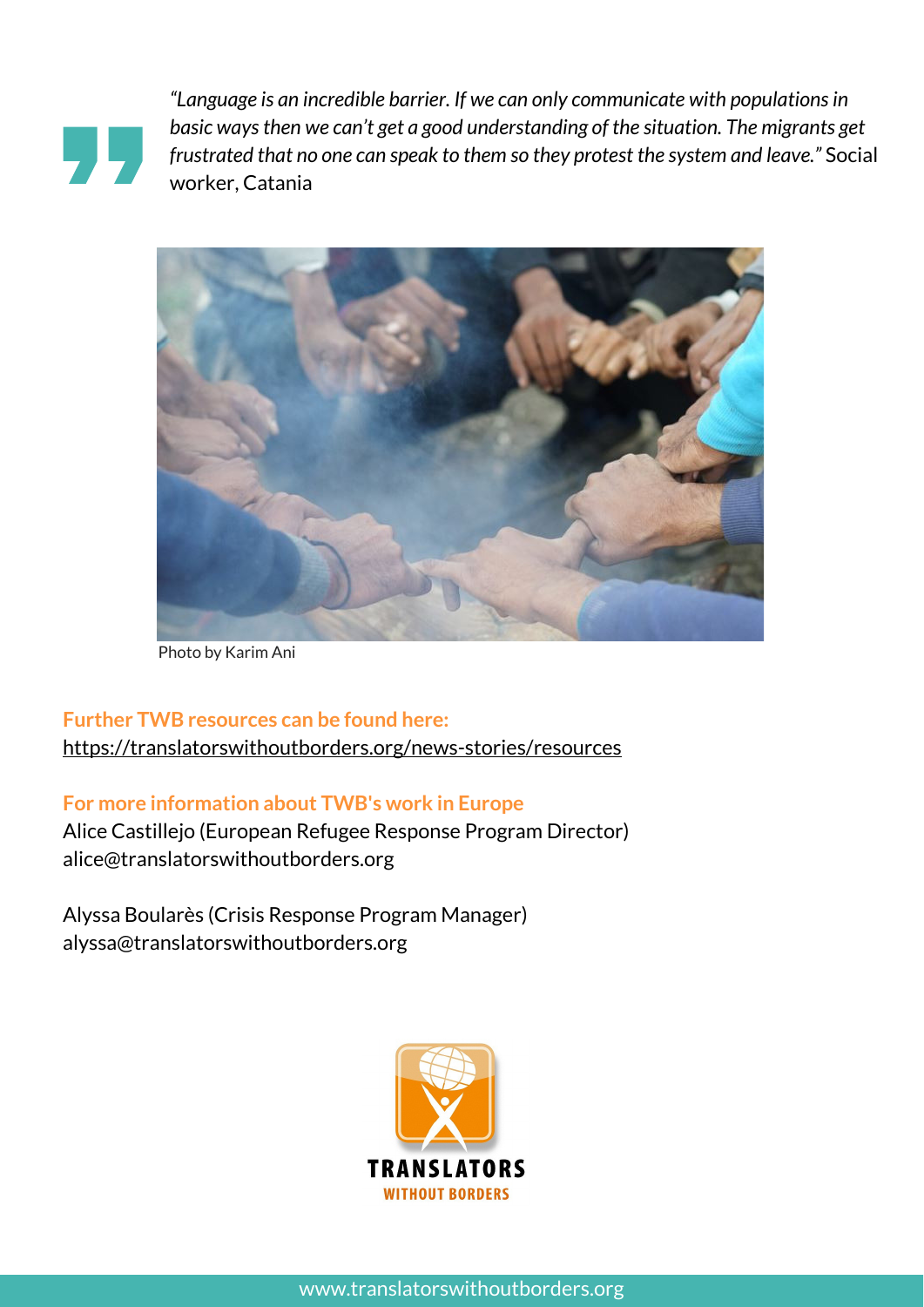*"Language is an incredible barrier. If we can only communicate with populations in basic ways then we can't get a good understanding of the situation. The migrants get frustrated that no one can speak to them so they protest the system and leave."* Social worker, Catania

Photo by Karim Ani

**Further TWB resources can be found here:**
https://translatorswithoutborders.org/news-stories/resources

**For more information about TWB's work in Europe**

Alice Castillejo (European Refugee Response Program Director)
alice@translatorswithoutborders.org

Alyssa Boularès (Crisis Response Program Manager)
alyssa@translatorswithoutborders.org

TRANSLATORS
WITHOUT BORDERS

www.translatorswithoutborders.org